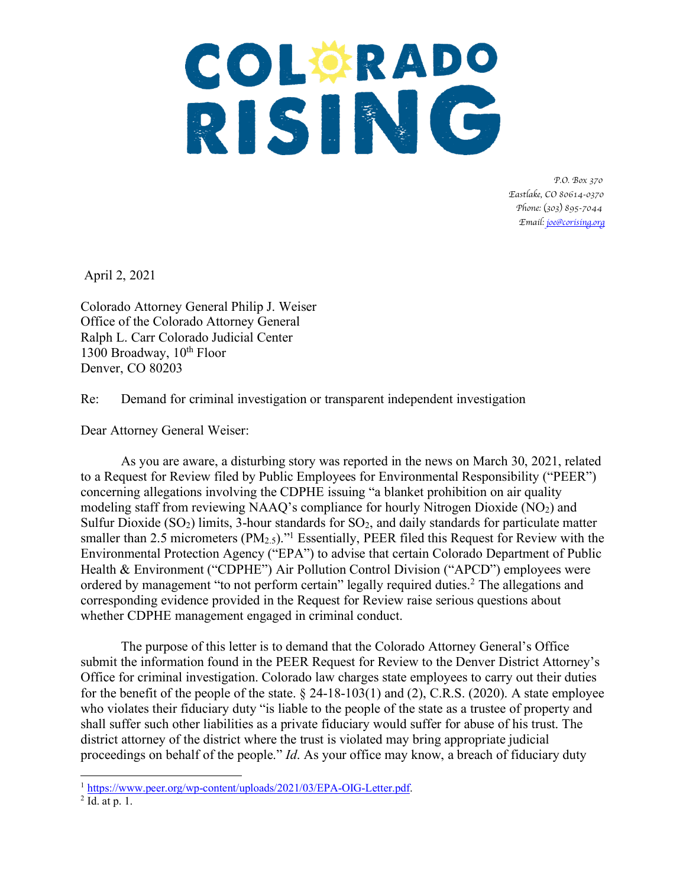# COLORADO RISING

*P.O. Box 370*
*Eastlake, CO 80614-0370*
*Phone: (303) 895-7044*
*Email: joe@corising.org*

April 2, 2021

Colorado Attorney General Philip J. Weiser
Office of the Colorado Attorney General
Ralph L. Carr Colorado Judicial Center
1300 Broadway, 10th Floor
Denver, CO 80203

Re: Demand for criminal investigation or transparent independent investigation

Dear Attorney General Weiser:

As you are aware, a disturbing story was reported in the news on March 30, 2021, related to a Request for Review filed by Public Employees for Environmental Responsibility ("PEER") concerning allegations involving the CDPHE issuing "a blanket prohibition on air quality modeling staff from reviewing NAAQ's compliance for hourly Nitrogen Dioxide ($NO_2$) and Sulfur Dioxide ($SO_2$) limits, 3-hour standards for $SO_2$, and daily standards for particulate matter smaller than 2.5 micrometers ($PM_{2.5}$)."[1] Essentially, PEER filed this Request for Review with the Environmental Protection Agency ("EPA") to advise that certain Colorado Department of Public Health & Environment ("CDPHE") Air Pollution Control Division ("APCD") employees were ordered by management "to not perform certain" legally required duties.[2] The allegations and corresponding evidence provided in the Request for Review raise serious questions about whether CDPHE management engaged in criminal conduct.

The purpose of this letter is to demand that the Colorado Attorney General's Office submit the information found in the PEER Request for Review to the Denver District Attorney's Office for criminal investigation. Colorado law charges state employees to carry out their duties for the benefit of the people of the state. § 24-18-103(1) and (2), C.R.S. (2020). A state employee who violates their fiduciary duty "is liable to the people of the state as a trustee of property and shall suffer such other liabilities as a private fiduciary would suffer for abuse of his trust. The district attorney of the district where the trust is violated may bring appropriate judicial proceedings on behalf of the people." *Id.* As your office may know, a breach of fiduciary duty

[1] https://www.peer.org/wp-content/uploads/2021/03/EPA-OIG-Letter.pdf.

[2] Id. at p. 1.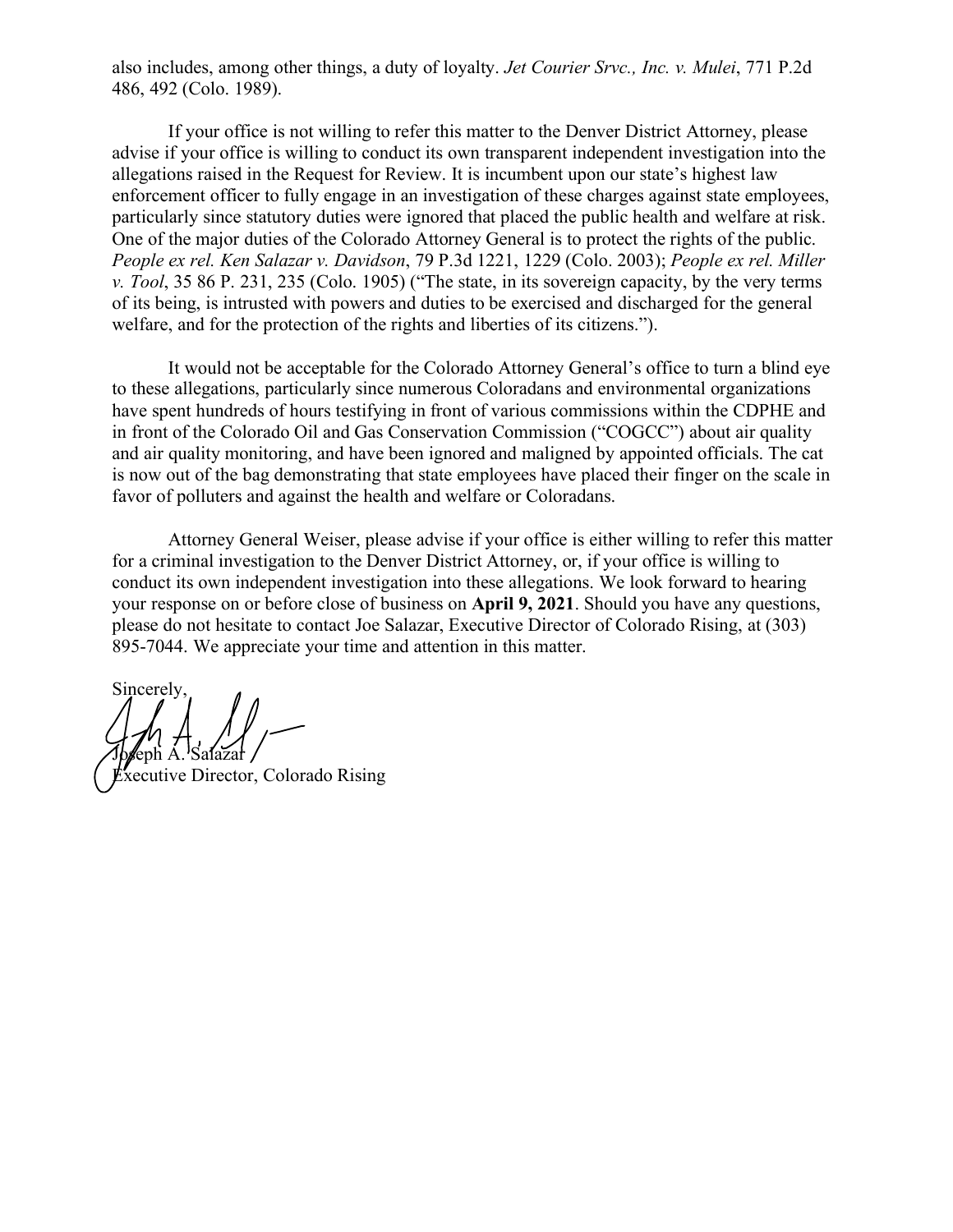also includes, among other things, a duty of loyalty. *Jet Courier Srvc., Inc. v. Mulei*, 771 P.2d 486, 492 (Colo. 1989).

If your office is not willing to refer this matter to the Denver District Attorney, please advise if your office is willing to conduct its own transparent independent investigation into the allegations raised in the Request for Review. It is incumbent upon our state's highest law enforcement officer to fully engage in an investigation of these charges against state employees, particularly since statutory duties were ignored that placed the public health and welfare at risk. One of the major duties of the Colorado Attorney General is to protect the rights of the public. *People ex rel. Ken Salazar v. Davidson*, 79 P.3d 1221, 1229 (Colo. 2003); *People ex rel. Miller v. Tool*, 35 86 P. 231, 235 (Colo. 1905) ("The state, in its sovereign capacity, by the very terms of its being, is intrusted with powers and duties to be exercised and discharged for the general welfare, and for the protection of the rights and liberties of its citizens.").

It would not be acceptable for the Colorado Attorney General's office to turn a blind eye to these allegations, particularly since numerous Coloradans and environmental organizations have spent hundreds of hours testifying in front of various commissions within the CDPHE and in front of the Colorado Oil and Gas Conservation Commission ("COGCC") about air quality and air quality monitoring, and have been ignored and maligned by appointed officials. The cat is now out of the bag demonstrating that state employees have placed their finger on the scale in favor of polluters and against the health and welfare or Coloradans.

Attorney General Weiser, please advise if your office is either willing to refer this matter for a criminal investigation to the Denver District Attorney, or, if your office is willing to conduct its own independent investigation into these allegations. We look forward to hearing your response on or before close of business on **April 9, 2021**. Should you have any questions, please do not hesitate to contact Joe Salazar, Executive Director of Colorado Rising, at (303) 895-7044. We appreciate your time and attention in this matter.

Sincerely,

Joseph A. Salazar
Executive Director, Colorado Rising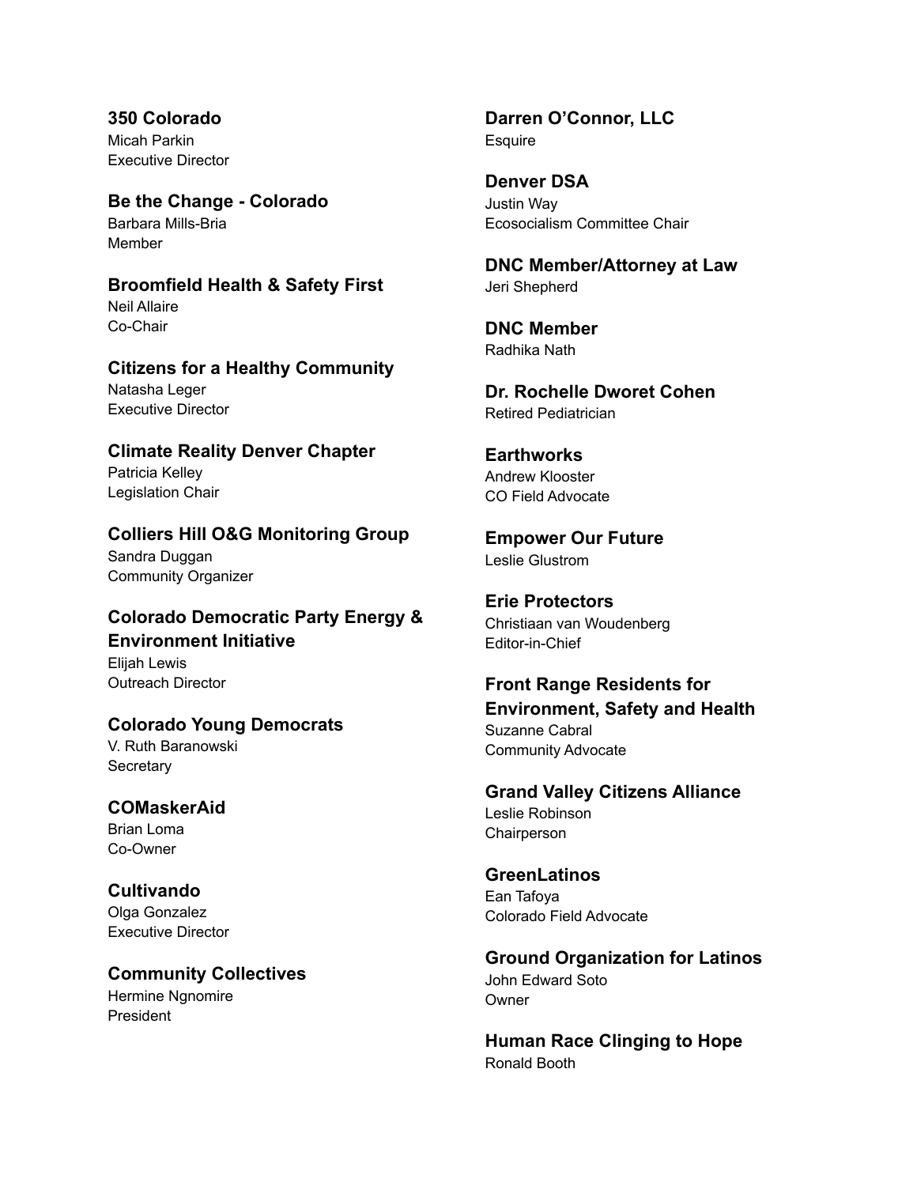**350 Colorado**
Micah Parkin
Executive Director

**Be the Change - Colorado**
Barbara Mills-Bria
Member

**Broomfield Health & Safety First**
Neil Allaire
Co-Chair

**Citizens for a Healthy Community**
Natasha Leger
Executive Director

**Climate Reality Denver Chapter**
Patricia Kelley
Legislation Chair

**Colliers Hill O&G Monitoring Group**
Sandra Duggan
Community Organizer

**Colorado Democratic Party Energy & Environment Initiative**
Elijah Lewis
Outreach Director

**Colorado Young Democrats**
V. Ruth Baranowski
Secretary

**COMaskerAid**
Brian Loma
Co-Owner

**Cultivando**
Olga Gonzalez
Executive Director

**Community Collectives**
Hermine Ngnomire
President

**Darren O'Connor, LLC**
Esquire

**Denver DSA**
Justin Way
Ecosocialism Committee Chair

**DNC Member/Attorney at Law**
Jeri Shepherd

**DNC Member**
Radhika Nath

**Dr. Rochelle Dworet Cohen**
Retired Pediatrician

**Earthworks**
Andrew Klooster
CO Field Advocate

**Empower Our Future**
Leslie Glustrom

**Erie Protectors**
Christiaan van Woudenberg
Editor-in-Chief

**Front Range Residents for Environment, Safety and Health**
Suzanne Cabral
Community Advocate

**Grand Valley Citizens Alliance**
Leslie Robinson
Chairperson

**GreenLatinos**
Ean Tafoya
Colorado Field Advocate

**Ground Organization for Latinos**
John Edward Soto
Owner

**Human Race Clinging to Hope**
Ronald Booth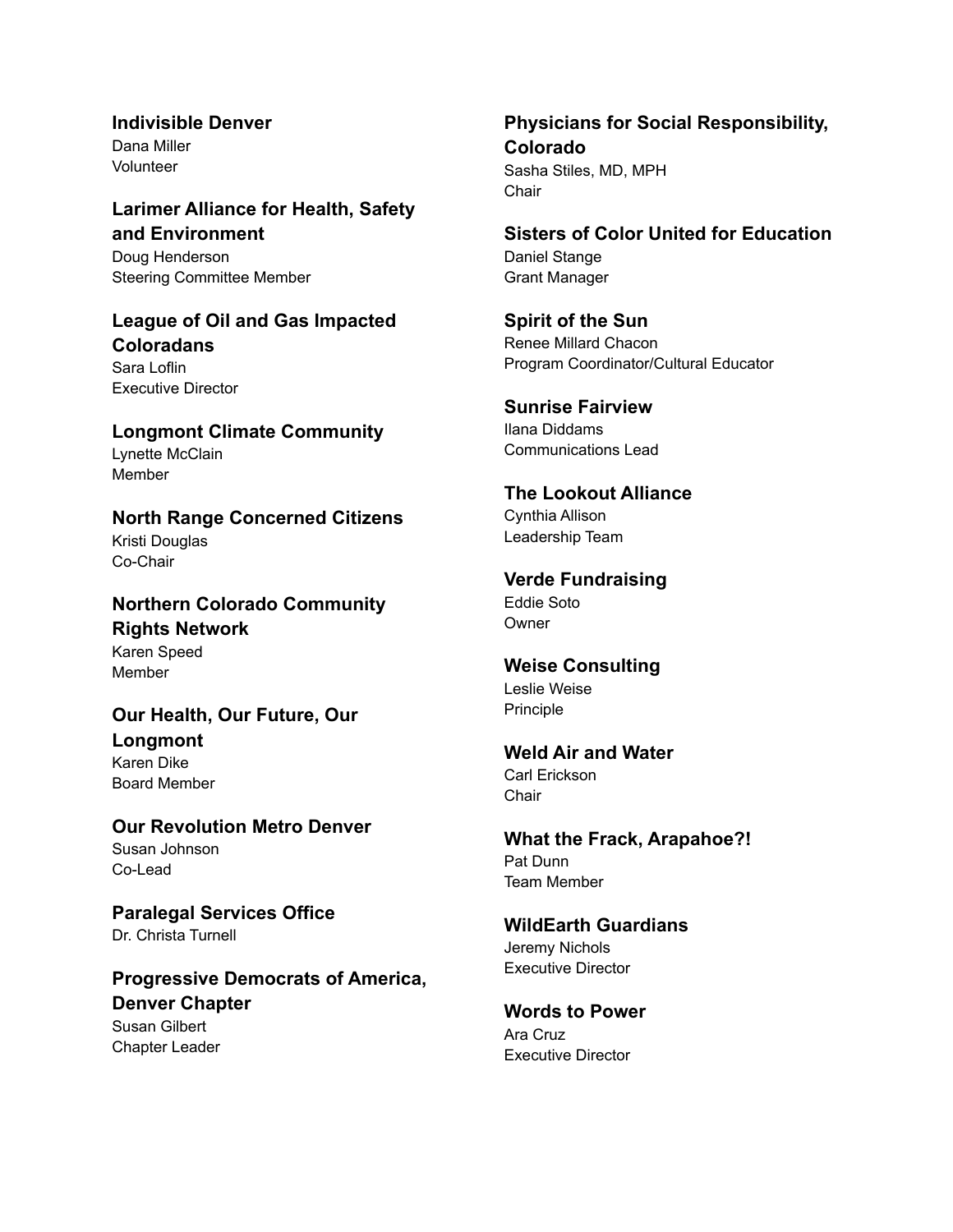**Indivisible Denver**
Dana Miller
Volunteer

**Larimer Alliance for Health, Safety and Environment**
Doug Henderson
Steering Committee Member

**League of Oil and Gas Impacted Coloradans**
Sara Loflin
Executive Director

**Longmont Climate Community**
Lynette McClain
Member

**North Range Concerned Citizens**
Kristi Douglas
Co-Chair

**Northern Colorado Community Rights Network**
Karen Speed
Member

**Our Health, Our Future, Our Longmont**
Karen Dike
Board Member

**Our Revolution Metro Denver**
Susan Johnson
Co-Lead

**Paralegal Services Office**
Dr. Christa Turnell

**Progressive Democrats of America, Denver Chapter**
Susan Gilbert
Chapter Leader

**Physicians for Social Responsibility, Colorado**
Sasha Stiles, MD, MPH
Chair

**Sisters of Color United for Education**
Daniel Stange
Grant Manager

**Spirit of the Sun**
Renee Millard Chacon
Program Coordinator/Cultural Educator

**Sunrise Fairview**
Ilana Diddams
Communications Lead

**The Lookout Alliance**
Cynthia Allison
Leadership Team

**Verde Fundraising**
Eddie Soto
Owner

**Weise Consulting**
Leslie Weise
Principle

**Weld Air and Water**
Carl Erickson
Chair

**What the Frack, Arapahoe?!**
Pat Dunn
Team Member

**WildEarth Guardians**
Jeremy Nichols
Executive Director

**Words to Power**
Ara Cruz
Executive Director